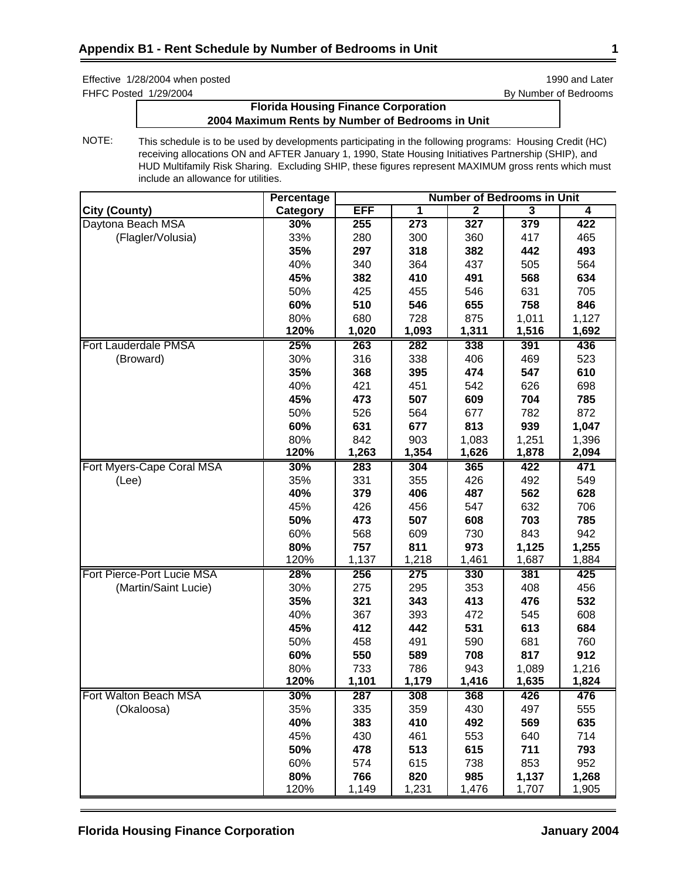## Appendix B1 - Rent Schedule by Number of Bedrooms in Unit

Effective 1/28/2004 when posted — 1990 and Later

FHFC Posted 1/29/2004 — By Number of Bedrooms

**Florida Housing Finance Corporation**
**2004 Maximum Rents by Number of Bedrooms in Unit**

NOTE: This schedule is to be used by developments participating in the following programs: Housing Credit (HC) receiving allocations ON and AFTER January 1, 1990, State Housing Initiatives Partnership (SHIP), and HUD Multifamily Risk Sharing. Excluding SHIP, these figures represent MAXIMUM gross rents which must include an allowance for utilities.

| City (County) | Percentage Category | EFF | 1 | 2 | 3 | 4 |
|---|---|---|---|---|---|---|
| Daytona Beach MSA | **30%** | **255** | **273** | **327** | **379** | **422** |
| (Flagler/Volusia) | 33% | 280 | 300 | 360 | 417 | 465 |
| | **35%** | **297** | **318** | **382** | **442** | **493** |
| | 40% | 340 | 364 | 437 | 505 | 564 |
| | **45%** | **382** | **410** | **491** | **568** | **634** |
| | 50% | 425 | 455 | 546 | 631 | 705 |
| | **60%** | **510** | **546** | **655** | **758** | **846** |
| | 80% | 680 | 728 | 875 | 1,011 | 1,127 |
| | **120%** | **1,020** | **1,093** | **1,311** | **1,516** | **1,692** |
| Fort Lauderdale PMSA | **25%** | **263** | **282** | **338** | **391** | **436** |
| (Broward) | 30% | 316 | 338 | 406 | 469 | 523 |
| | **35%** | **368** | **395** | **474** | **547** | **610** |
| | 40% | 421 | 451 | 542 | 626 | 698 |
| | **45%** | **473** | **507** | **609** | **704** | **785** |
| | 50% | 526 | 564 | 677 | 782 | 872 |
| | **60%** | **631** | **677** | **813** | **939** | **1,047** |
| | 80% | 842 | 903 | 1,083 | 1,251 | 1,396 |
| | **120%** | **1,263** | **1,354** | **1,626** | **1,878** | **2,094** |
| Fort Myers-Cape Coral MSA | **30%** | **283** | **304** | **365** | **422** | **471** |
| (Lee) | 35% | 331 | 355 | 426 | 492 | 549 |
| | **40%** | **379** | **406** | **487** | **562** | **628** |
| | 45% | 426 | 456 | 547 | 632 | 706 |
| | **50%** | **473** | **507** | **608** | **703** | **785** |
| | 60% | 568 | 609 | 730 | 843 | 942 |
| | **80%** | **757** | **811** | **973** | **1,125** | **1,255** |
| | 120% | 1,137 | 1,218 | 1,461 | 1,687 | 1,884 |
| Fort Pierce-Port Lucie MSA | **28%** | **256** | **275** | **330** | **381** | **425** |
| (Martin/Saint Lucie) | 30% | 275 | 295 | 353 | 408 | 456 |
| | **35%** | **321** | **343** | **413** | **476** | **532** |
| | 40% | 367 | 393 | 472 | 545 | 608 |
| | **45%** | **412** | **442** | **531** | **613** | **684** |
| | 50% | 458 | 491 | 590 | 681 | 760 |
| | **60%** | **550** | **589** | **708** | **817** | **912** |
| | 80% | 733 | 786 | 943 | 1,089 | 1,216 |
| | **120%** | **1,101** | **1,179** | **1,416** | **1,635** | **1,824** |
| Fort Walton Beach MSA | **30%** | **287** | **308** | **368** | **426** | **476** |
| (Okaloosa) | 35% | 335 | 359 | 430 | 497 | 555 |
| | **40%** | **383** | **410** | **492** | **569** | **635** |
| | 45% | 430 | 461 | 553 | 640 | 714 |
| | **50%** | **478** | **513** | **615** | **711** | **793** |
| | 60% | 574 | 615 | 738 | 853 | 952 |
| | **80%** | **766** | **820** | **985** | **1,137** | **1,268** |
| | 120% | 1,149 | 1,231 | 1,476 | 1,707 | 1,905 |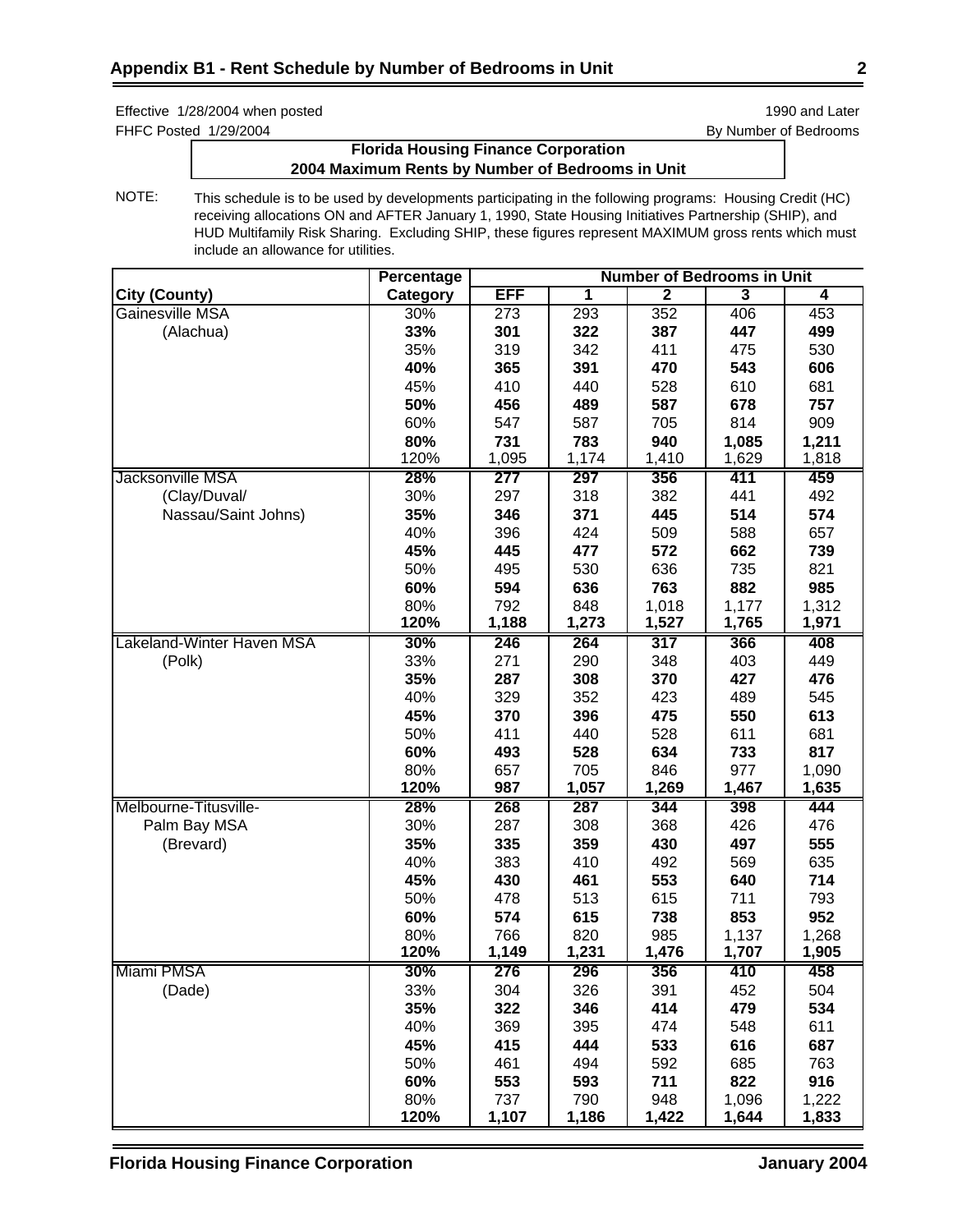## Appendix B1 - Rent Schedule by Number of Bedrooms in Unit

Effective 1/28/2004 when posted
FHFC Posted 1/29/2004

1990 and Later
By Number of Bedrooms

**Florida Housing Finance Corporation**
**2004 Maximum Rents by Number of Bedrooms in Unit**

NOTE: This schedule is to be used by developments participating in the following programs: Housing Credit (HC) receiving allocations ON and AFTER January 1, 1990, State Housing Initiatives Partnership (SHIP), and HUD Multifamily Risk Sharing. Excluding SHIP, these figures represent MAXIMUM gross rents which must include an allowance for utilities.

| City (County) | Percentage Category | Number of Bedrooms in Unit EFF | 1 | 2 | 3 | 4 |
|---|---|---|---|---|---|---|
| Gainesville MSA | 30% | 273 | 293 | 352 | 406 | 453 |
| (Alachua) | **33%** | **301** | **322** | **387** | **447** | **499** |
| | 35% | 319 | 342 | 411 | 475 | 530 |
| | **40%** | **365** | **391** | **470** | **543** | **606** |
| | 45% | 410 | 440 | 528 | 610 | 681 |
| | **50%** | **456** | **489** | **587** | **678** | **757** |
| | 60% | 547 | 587 | 705 | 814 | 909 |
| | **80%** | **731** | **783** | **940** | **1,085** | **1,211** |
| | 120% | 1,095 | 1,174 | 1,410 | 1,629 | 1,818 |
| Jacksonville MSA | **28%** | **277** | **297** | **356** | **411** | **459** |
| (Clay/Duval/ | 30% | 297 | 318 | 382 | 441 | 492 |
| Nassau/Saint Johns) | **35%** | **346** | **371** | **445** | **514** | **574** |
| | 40% | 396 | 424 | 509 | 588 | 657 |
| | **45%** | **445** | **477** | **572** | **662** | **739** |
| | 50% | 495 | 530 | 636 | 735 | 821 |
| | **60%** | **594** | **636** | **763** | **882** | **985** |
| | 80% | 792 | 848 | 1,018 | 1,177 | 1,312 |
| | **120%** | **1,188** | **1,273** | **1,527** | **1,765** | **1,971** |
| Lakeland-Winter Haven MSA | **30%** | **246** | **264** | **317** | **366** | **408** |
| (Polk) | 33% | 271 | 290 | 348 | 403 | 449 |
| | **35%** | **287** | **308** | **370** | **427** | **476** |
| | 40% | 329 | 352 | 423 | 489 | 545 |
| | **45%** | **370** | **396** | **475** | **550** | **613** |
| | 50% | 411 | 440 | 528 | 611 | 681 |
| | **60%** | **493** | **528** | **634** | **733** | **817** |
| | 80% | 657 | 705 | 846 | 977 | 1,090 |
| | **120%** | **987** | **1,057** | **1,269** | **1,467** | **1,635** |
| Melbourne-Titusville- | **28%** | **268** | **287** | **344** | **398** | **444** |
| Palm Bay MSA | 30% | 287 | 308 | 368 | 426 | 476 |
| (Brevard) | **35%** | **335** | **359** | **430** | **497** | **555** |
| | 40% | 383 | 410 | 492 | 569 | 635 |
| | **45%** | **430** | **461** | **553** | **640** | **714** |
| | 50% | 478 | 513 | 615 | 711 | 793 |
| | **60%** | **574** | **615** | **738** | **853** | **952** |
| | 80% | 766 | 820 | 985 | 1,137 | 1,268 |
| | **120%** | **1,149** | **1,231** | **1,476** | **1,707** | **1,905** |
| Miami PMSA | **30%** | **276** | **296** | **356** | **410** | **458** |
| (Dade) | 33% | 304 | 326 | 391 | 452 | 504 |
| | **35%** | **322** | **346** | **414** | **479** | **534** |
| | 40% | 369 | 395 | 474 | 548 | 611 |
| | **45%** | **415** | **444** | **533** | **616** | **687** |
| | 50% | 461 | 494 | 592 | 685 | 763 |
| | **60%** | **553** | **593** | **711** | **822** | **916** |
| | 80% | 737 | 790 | 948 | 1,096 | 1,222 |
| | **120%** | **1,107** | **1,186** | **1,422** | **1,644** | **1,833** |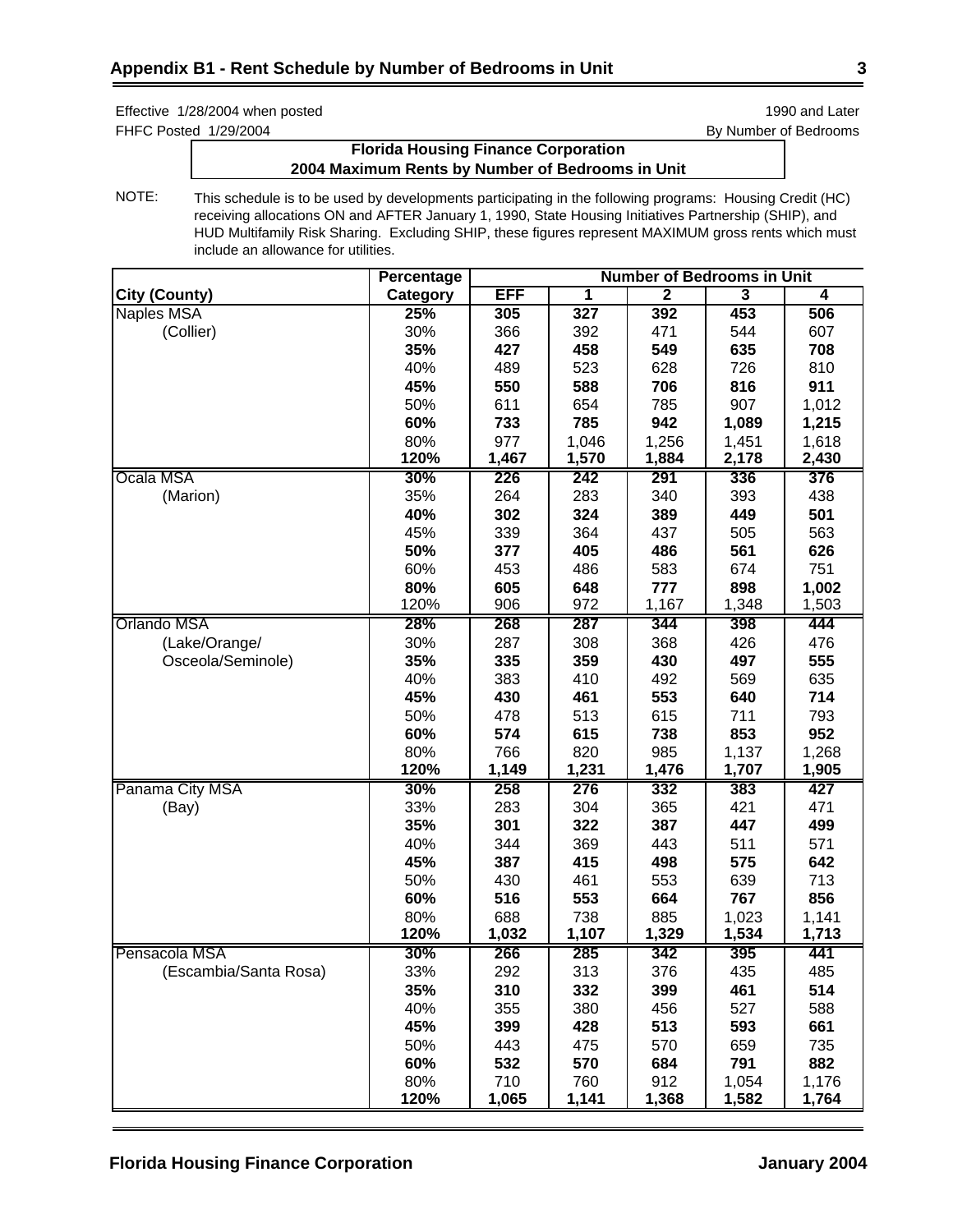## Appendix B1 - Rent Schedule by Number of Bedrooms in Unit

Effective 1/28/2004 when posted — 1990 and Later

FHFC Posted 1/29/2004 — By Number of Bedrooms

**Florida Housing Finance Corporation**
**2004 Maximum Rents by Number of Bedrooms in Unit**

NOTE: This schedule is to be used by developments participating in the following programs: Housing Credit (HC) receiving allocations ON and AFTER January 1, 1990, State Housing Initiatives Partnership (SHIP), and HUD Multifamily Risk Sharing. Excluding SHIP, these figures represent MAXIMUM gross rents which must include an allowance for utilities.

| City (County) | Percentage Category | EFF | 1 | 2 | 3 | 4 |
|---|---|---|---|---|---|---|
| Naples MSA | **25%** | **305** | **327** | **392** | **453** | **506** |
| (Collier) | 30% | 366 | 392 | 471 | 544 | 607 |
| | **35%** | **427** | **458** | **549** | **635** | **708** |
| | 40% | 489 | 523 | 628 | 726 | 810 |
| | **45%** | **550** | **588** | **706** | **816** | **911** |
| | 50% | 611 | 654 | 785 | 907 | 1,012 |
| | **60%** | **733** | **785** | **942** | **1,089** | **1,215** |
| | 80% | 977 | 1,046 | 1,256 | 1,451 | 1,618 |
| | **120%** | **1,467** | **1,570** | **1,884** | **2,178** | **2,430** |
| Ocala MSA | **30%** | **226** | **242** | **291** | **336** | **376** |
| (Marion) | 35% | 264 | 283 | 340 | 393 | 438 |
| | **40%** | **302** | **324** | **389** | **449** | **501** |
| | 45% | 339 | 364 | 437 | 505 | 563 |
| | **50%** | **377** | **405** | **486** | **561** | **626** |
| | 60% | 453 | 486 | 583 | 674 | 751 |
| | **80%** | **605** | **648** | **777** | **898** | **1,002** |
| | 120% | 906 | 972 | 1,167 | 1,348 | 1,503 |
| Orlando MSA | **28%** | **268** | **287** | **344** | **398** | **444** |
| (Lake/Orange/ | 30% | 287 | 308 | 368 | 426 | 476 |
| Osceola/Seminole) | **35%** | **335** | **359** | **430** | **497** | **555** |
| | 40% | 383 | 410 | 492 | 569 | 635 |
| | **45%** | **430** | **461** | **553** | **640** | **714** |
| | 50% | 478 | 513 | 615 | 711 | 793 |
| | **60%** | **574** | **615** | **738** | **853** | **952** |
| | 80% | 766 | 820 | 985 | 1,137 | 1,268 |
| | **120%** | **1,149** | **1,231** | **1,476** | **1,707** | **1,905** |
| Panama City MSA | **30%** | **258** | **276** | **332** | **383** | **427** |
| (Bay) | 33% | 283 | 304 | 365 | 421 | 471 |
| | **35%** | **301** | **322** | **387** | **447** | **499** |
| | 40% | 344 | 369 | 443 | 511 | 571 |
| | **45%** | **387** | **415** | **498** | **575** | **642** |
| | 50% | 430 | 461 | 553 | 639 | 713 |
| | **60%** | **516** | **553** | **664** | **767** | **856** |
| | 80% | 688 | 738 | 885 | 1,023 | 1,141 |
| | **120%** | **1,032** | **1,107** | **1,329** | **1,534** | **1,713** |
| Pensacola MSA | **30%** | **266** | **285** | **342** | **395** | **441** |
| (Escambia/Santa Rosa) | 33% | 292 | 313 | 376 | 435 | 485 |
| | **35%** | **310** | **332** | **399** | **461** | **514** |
| | 40% | 355 | 380 | 456 | 527 | 588 |
| | **45%** | **399** | **428** | **513** | **593** | **661** |
| | 50% | 443 | 475 | 570 | 659 | 735 |
| | **60%** | **532** | **570** | **684** | **791** | **882** |
| | 80% | 710 | 760 | 912 | 1,054 | 1,176 |
| | **120%** | **1,065** | **1,141** | **1,368** | **1,582** | **1,764** |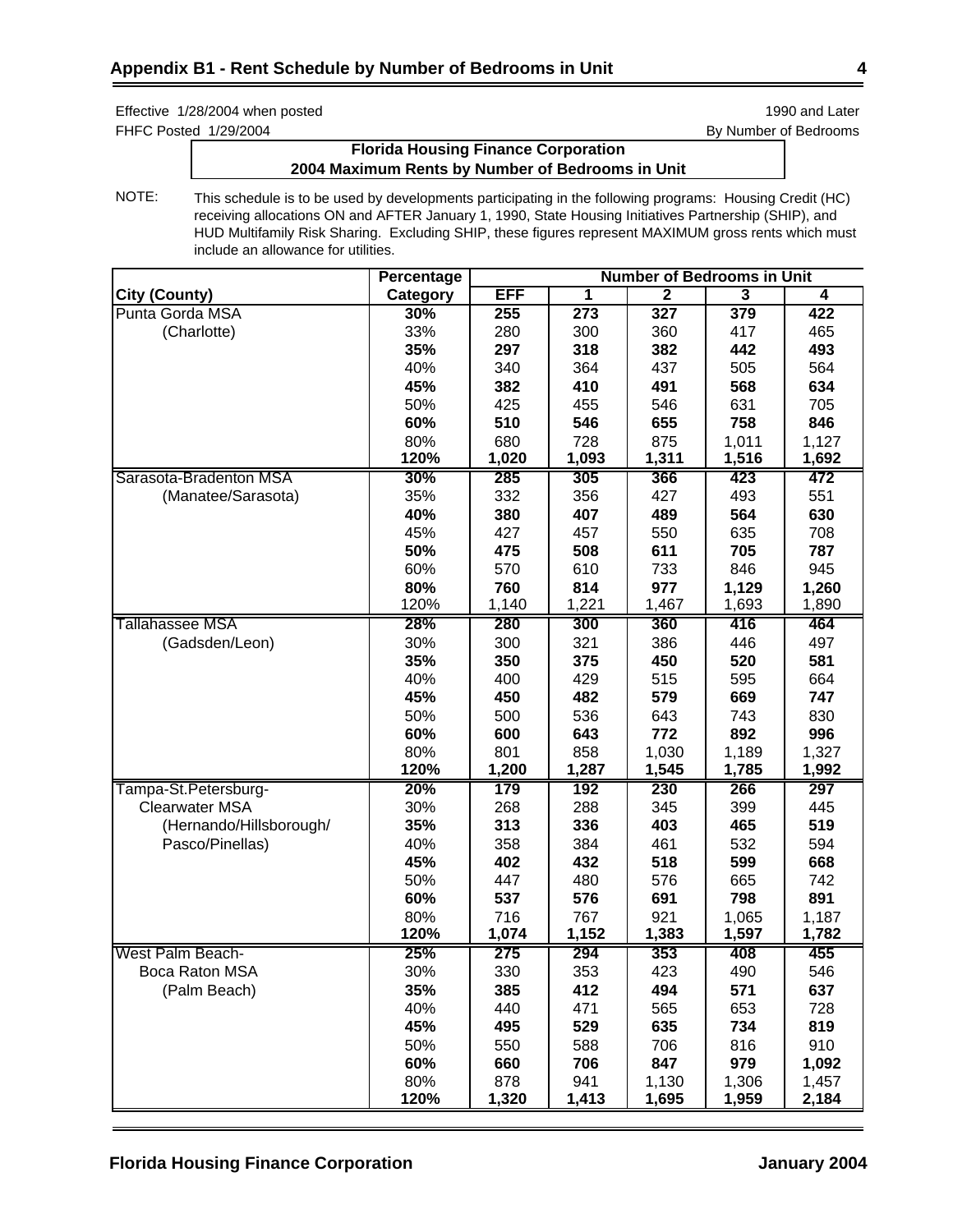## Appendix B1 - Rent Schedule by Number of Bedrooms in Unit

Effective 1/28/2004 when posted
FHFC Posted 1/29/2004

1990 and Later
By Number of Bedrooms

**Florida Housing Finance Corporation**
**2004 Maximum Rents by Number of Bedrooms in Unit**

NOTE: This schedule is to be used by developments participating in the following programs: Housing Credit (HC) receiving allocations ON and AFTER January 1, 1990, State Housing Initiatives Partnership (SHIP), and HUD Multifamily Risk Sharing. Excluding SHIP, these figures represent MAXIMUM gross rents which must include an allowance for utilities.

| | Percentage | Number of Bedrooms in Unit | | | | |
|---|---|---|---|---|---|---|
| **City (County)** | **Category** | **EFF** | **1** | **2** | **3** | **4** |
| Punta Gorda MSA | **30%** | **255** | **273** | **327** | **379** | **422** |
| (Charlotte) | 33% | 280 | 300 | 360 | 417 | 465 |
| | **35%** | **297** | **318** | **382** | **442** | **493** |
| | 40% | 340 | 364 | 437 | 505 | 564 |
| | **45%** | **382** | **410** | **491** | **568** | **634** |
| | 50% | 425 | 455 | 546 | 631 | 705 |
| | **60%** | **510** | **546** | **655** | **758** | **846** |
| | 80% | 680 | 728 | 875 | 1,011 | 1,127 |
| | **120%** | **1,020** | **1,093** | **1,311** | **1,516** | **1,692** |
| Sarasota-Bradenton MSA | **30%** | **285** | **305** | **366** | **423** | **472** |
| (Manatee/Sarasota) | 35% | 332 | 356 | 427 | 493 | 551 |
| | **40%** | **380** | **407** | **489** | **564** | **630** |
| | 45% | 427 | 457 | 550 | 635 | 708 |
| | **50%** | **475** | **508** | **611** | **705** | **787** |
| | 60% | 570 | 610 | 733 | 846 | 945 |
| | **80%** | **760** | **814** | **977** | **1,129** | **1,260** |
| | 120% | 1,140 | 1,221 | 1,467 | 1,693 | 1,890 |
| Tallahassee MSA | **28%** | **280** | **300** | **360** | **416** | **464** |
| (Gadsden/Leon) | 30% | 300 | 321 | 386 | 446 | 497 |
| | **35%** | **350** | **375** | **450** | **520** | **581** |
| | 40% | 400 | 429 | 515 | 595 | 664 |
| | **45%** | **450** | **482** | **579** | **669** | **747** |
| | 50% | 500 | 536 | 643 | 743 | 830 |
| | **60%** | **600** | **643** | **772** | **892** | **996** |
| | 80% | 801 | 858 | 1,030 | 1,189 | 1,327 |
| | **120%** | **1,200** | **1,287** | **1,545** | **1,785** | **1,992** |
| Tampa-St.Petersburg- | **20%** | **179** | **192** | **230** | **266** | **297** |
| Clearwater MSA | 30% | 268 | 288 | 345 | 399 | 445 |
| (Hernando/Hillsborough/ | **35%** | **313** | **336** | **403** | **465** | **519** |
| Pasco/Pinellas) | 40% | 358 | 384 | 461 | 532 | 594 |
| | **45%** | **402** | **432** | **518** | **599** | **668** |
| | 50% | 447 | 480 | 576 | 665 | 742 |
| | **60%** | **537** | **576** | **691** | **798** | **891** |
| | 80% | 716 | 767 | 921 | 1,065 | 1,187 |
| | **120%** | **1,074** | **1,152** | **1,383** | **1,597** | **1,782** |
| West Palm Beach- | **25%** | **275** | **294** | **353** | **408** | **455** |
| Boca Raton MSA | 30% | 330 | 353 | 423 | 490 | 546 |
| (Palm Beach) | **35%** | **385** | **412** | **494** | **571** | **637** |
| | 40% | 440 | 471 | 565 | 653 | 728 |
| | **45%** | **495** | **529** | **635** | **734** | **819** |
| | 50% | 550 | 588 | 706 | 816 | 910 |
| | **60%** | **660** | **706** | **847** | **979** | **1,092** |
| | 80% | 878 | 941 | 1,130 | 1,306 | 1,457 |
| | **120%** | **1,320** | **1,413** | **1,695** | **1,959** | **2,184** |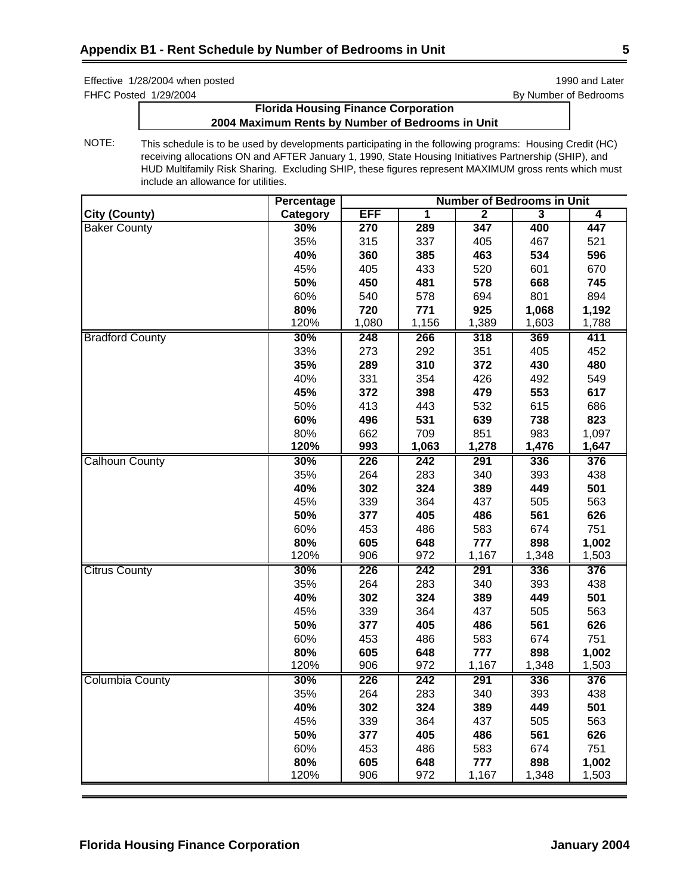## Appendix B1 - Rent Schedule by Number of Bedrooms in Unit

Effective 1/28/2004 when posted  
FHFC Posted 1/29/2004

1990 and Later  
By Number of Bedrooms

**Florida Housing Finance Corporation**  
**2004 Maximum Rents by Number of Bedrooms in Unit**

NOTE: This schedule is to be used by developments participating in the following programs: Housing Credit (HC) receiving allocations ON and AFTER January 1, 1990, State Housing Initiatives Partnership (SHIP), and HUD Multifamily Risk Sharing. Excluding SHIP, these figures represent MAXIMUM gross rents which must include an allowance for utilities.

| | Percentage | Number of Bedrooms in Unit | | | | |
|---|---|---|---|---|---|---|
| **City (County)** | **Category** | **EFF** | **1** | **2** | **3** | **4** |
| Baker County | **30%** | **270** | **289** | **347** | **400** | **447** |
| | 35% | 315 | 337 | 405 | 467 | 521 |
| | **40%** | **360** | **385** | **463** | **534** | **596** |
| | 45% | 405 | 433 | 520 | 601 | 670 |
| | **50%** | **450** | **481** | **578** | **668** | **745** |
| | 60% | 540 | 578 | 694 | 801 | 894 |
| | **80%** | **720** | **771** | **925** | **1,068** | **1,192** |
| | 120% | 1,080 | 1,156 | 1,389 | 1,603 | 1,788 |
| Bradford County | **30%** | **248** | **266** | **318** | **369** | **411** |
| | 33% | 273 | 292 | 351 | 405 | 452 |
| | **35%** | **289** | **310** | **372** | **430** | **480** |
| | 40% | 331 | 354 | 426 | 492 | 549 |
| | **45%** | **372** | **398** | **479** | **553** | **617** |
| | 50% | 413 | 443 | 532 | 615 | 686 |
| | **60%** | **496** | **531** | **639** | **738** | **823** |
| | 80% | 662 | 709 | 851 | 983 | 1,097 |
| | **120%** | **993** | **1,063** | **1,278** | **1,476** | **1,647** |
| Calhoun County | **30%** | **226** | **242** | **291** | **336** | **376** |
| | 35% | 264 | 283 | 340 | 393 | 438 |
| | **40%** | **302** | **324** | **389** | **449** | **501** |
| | 45% | 339 | 364 | 437 | 505 | 563 |
| | **50%** | **377** | **405** | **486** | **561** | **626** |
| | 60% | 453 | 486 | 583 | 674 | 751 |
| | **80%** | **605** | **648** | **777** | **898** | **1,002** |
| | 120% | 906 | 972 | 1,167 | 1,348 | 1,503 |
| Citrus County | **30%** | **226** | **242** | **291** | **336** | **376** |
| | 35% | 264 | 283 | 340 | 393 | 438 |
| | **40%** | **302** | **324** | **389** | **449** | **501** |
| | 45% | 339 | 364 | 437 | 505 | 563 |
| | **50%** | **377** | **405** | **486** | **561** | **626** |
| | 60% | 453 | 486 | 583 | 674 | 751 |
| | **80%** | **605** | **648** | **777** | **898** | **1,002** |
| | 120% | 906 | 972 | 1,167 | 1,348 | 1,503 |
| Columbia County | **30%** | **226** | **242** | **291** | **336** | **376** |
| | 35% | 264 | 283 | 340 | 393 | 438 |
| | **40%** | **302** | **324** | **389** | **449** | **501** |
| | 45% | 339 | 364 | 437 | 505 | 563 |
| | **50%** | **377** | **405** | **486** | **561** | **626** |
| | 60% | 453 | 486 | 583 | 674 | 751 |
| | **80%** | **605** | **648** | **777** | **898** | **1,002** |
| | 120% | 906 | 972 | 1,167 | 1,348 | 1,503 |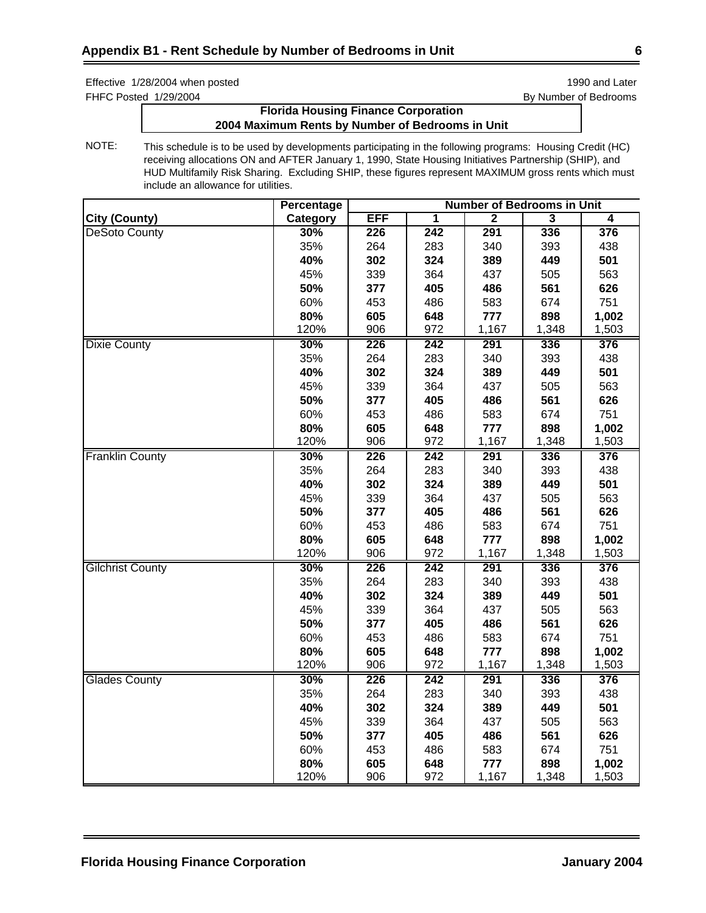## Appendix B1 - Rent Schedule by Number of Bedrooms in Unit

Effective 1/28/2004 when posted | 1990 and Later
FHFC Posted 1/29/2004 | By Number of Bedrooms

**Florida Housing Finance Corporation**
**2004 Maximum Rents by Number of Bedrooms in Unit**

NOTE: This schedule is to be used by developments participating in the following programs: Housing Credit (HC) receiving allocations ON and AFTER January 1, 1990, State Housing Initiatives Partnership (SHIP), and HUD Multifamily Risk Sharing. Excluding SHIP, these figures represent MAXIMUM gross rents which must include an allowance for utilities.

| City (County) | Percentage Category | EFF | 1 | 2 | 3 | 4 |
|---|---|---|---|---|---|---|
| DeSoto County | **30%** | **226** | **242** | **291** | **336** | **376** |
| | 35% | 264 | 283 | 340 | 393 | 438 |
| | **40%** | **302** | **324** | **389** | **449** | **501** |
| | 45% | 339 | 364 | 437 | 505 | 563 |
| | **50%** | **377** | **405** | **486** | **561** | **626** |
| | 60% | 453 | 486 | 583 | 674 | 751 |
| | **80%** | **605** | **648** | **777** | **898** | **1,002** |
| | 120% | 906 | 972 | 1,167 | 1,348 | 1,503 |
| Dixie County | **30%** | **226** | **242** | **291** | **336** | **376** |
| | 35% | 264 | 283 | 340 | 393 | 438 |
| | **40%** | **302** | **324** | **389** | **449** | **501** |
| | 45% | 339 | 364 | 437 | 505 | 563 |
| | **50%** | **377** | **405** | **486** | **561** | **626** |
| | 60% | 453 | 486 | 583 | 674 | 751 |
| | **80%** | **605** | **648** | **777** | **898** | **1,002** |
| | 120% | 906 | 972 | 1,167 | 1,348 | 1,503 |
| Franklin County | **30%** | **226** | **242** | **291** | **336** | **376** |
| | 35% | 264 | 283 | 340 | 393 | 438 |
| | **40%** | **302** | **324** | **389** | **449** | **501** |
| | 45% | 339 | 364 | 437 | 505 | 563 |
| | **50%** | **377** | **405** | **486** | **561** | **626** |
| | 60% | 453 | 486 | 583 | 674 | 751 |
| | **80%** | **605** | **648** | **777** | **898** | **1,002** |
| | 120% | 906 | 972 | 1,167 | 1,348 | 1,503 |
| Gilchrist County | **30%** | **226** | **242** | **291** | **336** | **376** |
| | 35% | 264 | 283 | 340 | 393 | 438 |
| | **40%** | **302** | **324** | **389** | **449** | **501** |
| | 45% | 339 | 364 | 437 | 505 | 563 |
| | **50%** | **377** | **405** | **486** | **561** | **626** |
| | 60% | 453 | 486 | 583 | 674 | 751 |
| | **80%** | **605** | **648** | **777** | **898** | **1,002** |
| | 120% | 906 | 972 | 1,167 | 1,348 | 1,503 |
| Glades County | **30%** | **226** | **242** | **291** | **336** | **376** |
| | 35% | 264 | 283 | 340 | 393 | 438 |
| | **40%** | **302** | **324** | **389** | **449** | **501** |
| | 45% | 339 | 364 | 437 | 505 | 563 |
| | **50%** | **377** | **405** | **486** | **561** | **626** |
| | 60% | 453 | 486 | 583 | 674 | 751 |
| | **80%** | **605** | **648** | **777** | **898** | **1,002** |
| | 120% | 906 | 972 | 1,167 | 1,348 | 1,503 |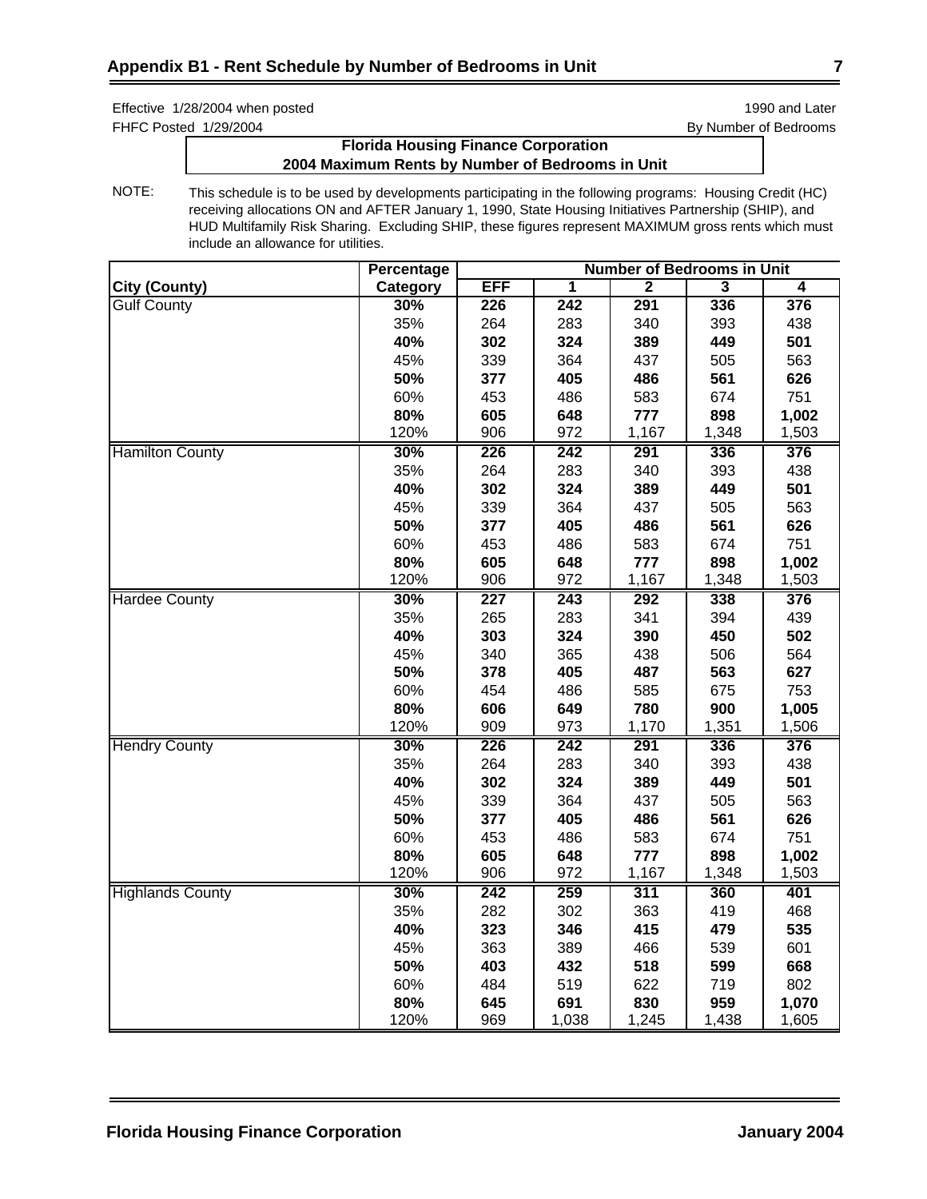## Appendix B1 - Rent Schedule by Number of Bedrooms in Unit

Effective 1/28/2004 when posted
FHFC Posted 1/29/2004

1990 and Later
By Number of Bedrooms

**Florida Housing Finance Corporation**
**2004 Maximum Rents by Number of Bedrooms in Unit**

NOTE: This schedule is to be used by developments participating in the following programs: Housing Credit (HC) receiving allocations ON and AFTER January 1, 1990, State Housing Initiatives Partnership (SHIP), and HUD Multifamily Risk Sharing. Excluding SHIP, these figures represent MAXIMUM gross rents which must include an allowance for utilities.

| | Percentage | Number of Bedrooms in Unit | | | | |
|---|---|---|---|---|---|---|
| **City (County)** | **Category** | **EFF** | **1** | **2** | **3** | **4** |
| Gulf County | **30%** | **226** | **242** | **291** | **336** | **376** |
| | 35% | 264 | 283 | 340 | 393 | 438 |
| | **40%** | **302** | **324** | **389** | **449** | **501** |
| | 45% | 339 | 364 | 437 | 505 | 563 |
| | **50%** | **377** | **405** | **486** | **561** | **626** |
| | 60% | 453 | 486 | 583 | 674 | 751 |
| | **80%** | **605** | **648** | **777** | **898** | **1,002** |
| | 120% | 906 | 972 | 1,167 | 1,348 | 1,503 |
| Hamilton County | **30%** | **226** | **242** | **291** | **336** | **376** |
| | 35% | 264 | 283 | 340 | 393 | 438 |
| | **40%** | **302** | **324** | **389** | **449** | **501** |
| | 45% | 339 | 364 | 437 | 505 | 563 |
| | **50%** | **377** | **405** | **486** | **561** | **626** |
| | 60% | 453 | 486 | 583 | 674 | 751 |
| | **80%** | **605** | **648** | **777** | **898** | **1,002** |
| | 120% | 906 | 972 | 1,167 | 1,348 | 1,503 |
| Hardee County | **30%** | **227** | **243** | **292** | **338** | **376** |
| | 35% | 265 | 283 | 341 | 394 | 439 |
| | **40%** | **303** | **324** | **390** | **450** | **502** |
| | 45% | 340 | 365 | 438 | 506 | 564 |
| | **50%** | **378** | **405** | **487** | **563** | **627** |
| | 60% | 454 | 486 | 585 | 675 | 753 |
| | **80%** | **606** | **649** | **780** | **900** | **1,005** |
| | 120% | 909 | 973 | 1,170 | 1,351 | 1,506 |
| Hendry County | **30%** | **226** | **242** | **291** | **336** | **376** |
| | 35% | 264 | 283 | 340 | 393 | 438 |
| | **40%** | **302** | **324** | **389** | **449** | **501** |
| | 45% | 339 | 364 | 437 | 505 | 563 |
| | **50%** | **377** | **405** | **486** | **561** | **626** |
| | 60% | 453 | 486 | 583 | 674 | 751 |
| | **80%** | **605** | **648** | **777** | **898** | **1,002** |
| | 120% | 906 | 972 | 1,167 | 1,348 | 1,503 |
| Highlands County | **30%** | **242** | **259** | **311** | **360** | **401** |
| | 35% | 282 | 302 | 363 | 419 | 468 |
| | **40%** | **323** | **346** | **415** | **479** | **535** |
| | 45% | 363 | 389 | 466 | 539 | 601 |
| | **50%** | **403** | **432** | **518** | **599** | **668** |
| | 60% | 484 | 519 | 622 | 719 | 802 |
| | **80%** | **645** | **691** | **830** | **959** | **1,070** |
| | 120% | 969 | 1,038 | 1,245 | 1,438 | 1,605 |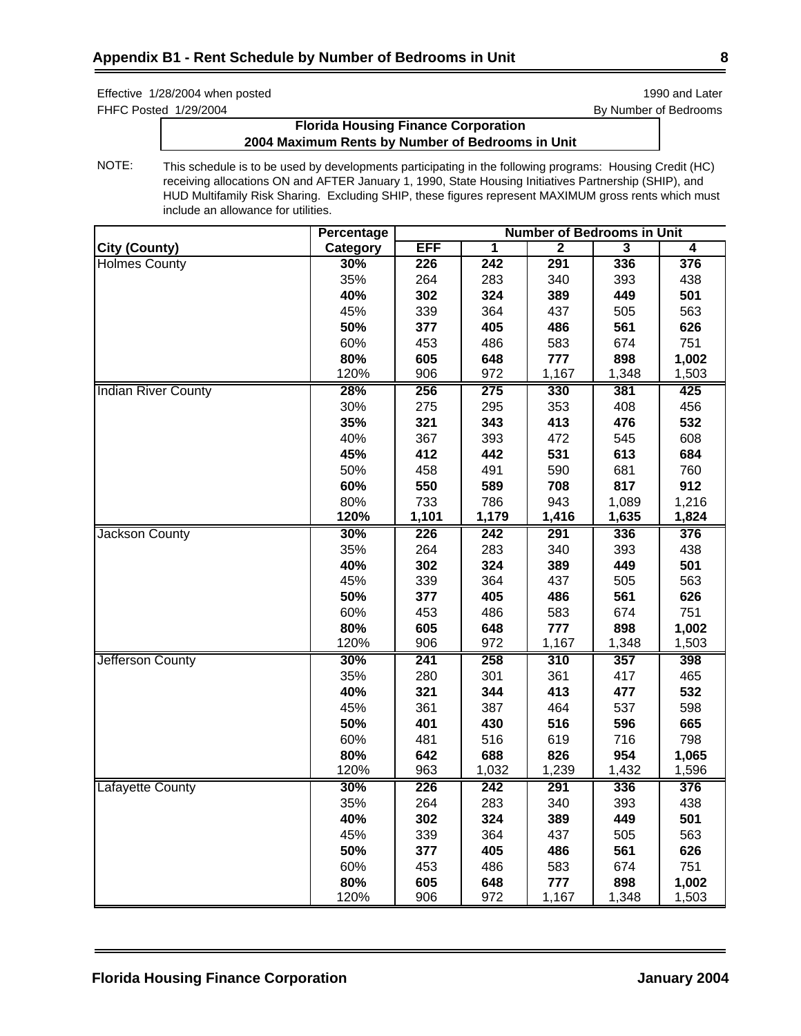## Appendix B1 - Rent Schedule by Number of Bedrooms in Unit

Effective 1/28/2004 when posted
FHFC Posted 1/29/2004

1990 and Later
By Number of Bedrooms

**Florida Housing Finance Corporation**
**2004 Maximum Rents by Number of Bedrooms in Unit**

NOTE: This schedule is to be used by developments participating in the following programs: Housing Credit (HC) receiving allocations ON and AFTER January 1, 1990, State Housing Initiatives Partnership (SHIP), and HUD Multifamily Risk Sharing. Excluding SHIP, these figures represent MAXIMUM gross rents which must include an allowance for utilities.

| | Percentage | Number of Bedrooms in Unit | | | | |
|---|---|---|---|---|---|---|
| **City (County)** | **Category** | **EFF** | **1** | **2** | **3** | **4** |
| Holmes County | **30%** | **226** | **242** | **291** | **336** | **376** |
| | 35% | 264 | 283 | 340 | 393 | 438 |
| | **40%** | **302** | **324** | **389** | **449** | **501** |
| | 45% | 339 | 364 | 437 | 505 | 563 |
| | **50%** | **377** | **405** | **486** | **561** | **626** |
| | 60% | 453 | 486 | 583 | 674 | 751 |
| | **80%** | **605** | **648** | **777** | **898** | **1,002** |
| | 120% | 906 | 972 | 1,167 | 1,348 | 1,503 |
| Indian River County | **28%** | **256** | **275** | **330** | **381** | **425** |
| | 30% | 275 | 295 | 353 | 408 | 456 |
| | **35%** | **321** | **343** | **413** | **476** | **532** |
| | 40% | 367 | 393 | 472 | 545 | 608 |
| | **45%** | **412** | **442** | **531** | **613** | **684** |
| | 50% | 458 | 491 | 590 | 681 | 760 |
| | **60%** | **550** | **589** | **708** | **817** | **912** |
| | 80% | 733 | 786 | 943 | 1,089 | 1,216 |
| | **120%** | **1,101** | **1,179** | **1,416** | **1,635** | **1,824** |
| Jackson County | **30%** | **226** | **242** | **291** | **336** | **376** |
| | 35% | 264 | 283 | 340 | 393 | 438 |
| | **40%** | **302** | **324** | **389** | **449** | **501** |
| | 45% | 339 | 364 | 437 | 505 | 563 |
| | **50%** | **377** | **405** | **486** | **561** | **626** |
| | 60% | 453 | 486 | 583 | 674 | 751 |
| | **80%** | **605** | **648** | **777** | **898** | **1,002** |
| | 120% | 906 | 972 | 1,167 | 1,348 | 1,503 |
| Jefferson County | **30%** | **241** | **258** | **310** | **357** | **398** |
| | 35% | 280 | 301 | 361 | 417 | 465 |
| | **40%** | **321** | **344** | **413** | **477** | **532** |
| | 45% | 361 | 387 | 464 | 537 | 598 |
| | **50%** | **401** | **430** | **516** | **596** | **665** |
| | 60% | 481 | 516 | 619 | 716 | 798 |
| | **80%** | **642** | **688** | **826** | **954** | **1,065** |
| | 120% | 963 | 1,032 | 1,239 | 1,432 | 1,596 |
| Lafayette County | **30%** | **226** | **242** | **291** | **336** | **376** |
| | 35% | 264 | 283 | 340 | 393 | 438 |
| | **40%** | **302** | **324** | **389** | **449** | **501** |
| | 45% | 339 | 364 | 437 | 505 | 563 |
| | **50%** | **377** | **405** | **486** | **561** | **626** |
| | 60% | 453 | 486 | 583 | 674 | 751 |
| | **80%** | **605** | **648** | **777** | **898** | **1,002** |
| | 120% | 906 | 972 | 1,167 | 1,348 | 1,503 |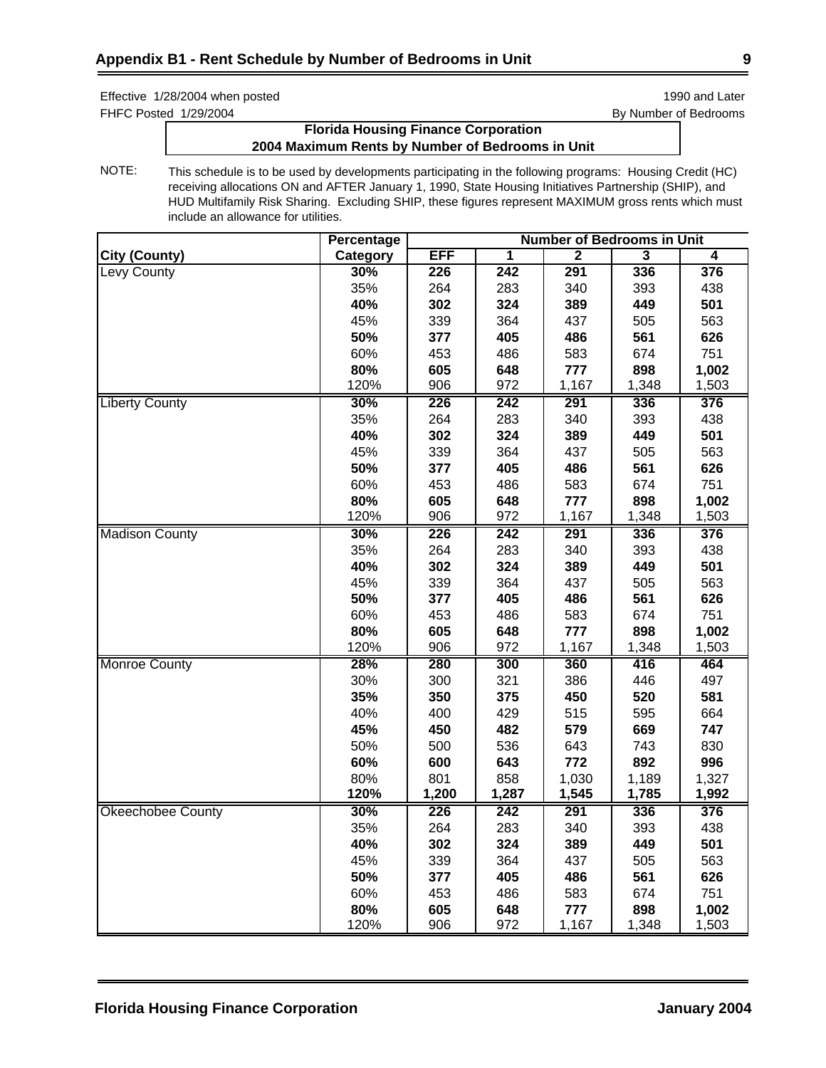Effective 1/28/2004 when posted

FHFC Posted 1/29/2004

1990 and Later

By Number of Bedrooms

**Florida Housing Finance Corporation**
**2004 Maximum Rents by Number of Bedrooms in Unit**

NOTE: This schedule is to be used by developments participating in the following programs: Housing Credit (HC) receiving allocations ON and AFTER January 1, 1990, State Housing Initiatives Partnership (SHIP), and HUD Multifamily Risk Sharing. Excluding SHIP, these figures represent MAXIMUM gross rents which must include an allowance for utilities.

| City (County) | Percentage Category | Number of Bedrooms in Unit: EFF | 1 | 2 | 3 | 4 |
|---|---|---|---|---|---|---|
| Levy County | **30%** | **226** | **242** | **291** | **336** | **376** |
| | 35% | 264 | 283 | 340 | 393 | 438 |
| | **40%** | **302** | **324** | **389** | **449** | **501** |
| | 45% | 339 | 364 | 437 | 505 | 563 |
| | **50%** | **377** | **405** | **486** | **561** | **626** |
| | 60% | 453 | 486 | 583 | 674 | 751 |
| | **80%** | **605** | **648** | **777** | **898** | **1,002** |
| | 120% | 906 | 972 | 1,167 | 1,348 | 1,503 |
| Liberty County | **30%** | **226** | **242** | **291** | **336** | **376** |
| | 35% | 264 | 283 | 340 | 393 | 438 |
| | **40%** | **302** | **324** | **389** | **449** | **501** |
| | 45% | 339 | 364 | 437 | 505 | 563 |
| | **50%** | **377** | **405** | **486** | **561** | **626** |
| | 60% | 453 | 486 | 583 | 674 | 751 |
| | **80%** | **605** | **648** | **777** | **898** | **1,002** |
| | 120% | 906 | 972 | 1,167 | 1,348 | 1,503 |
| Madison County | **30%** | **226** | **242** | **291** | **336** | **376** |
| | 35% | 264 | 283 | 340 | 393 | 438 |
| | **40%** | **302** | **324** | **389** | **449** | **501** |
| | 45% | 339 | 364 | 437 | 505 | 563 |
| | **50%** | **377** | **405** | **486** | **561** | **626** |
| | 60% | 453 | 486 | 583 | 674 | 751 |
| | **80%** | **605** | **648** | **777** | **898** | **1,002** |
| | 120% | 906 | 972 | 1,167 | 1,348 | 1,503 |
| Monroe County | **28%** | **280** | **300** | **360** | **416** | **464** |
| | 30% | 300 | 321 | 386 | 446 | 497 |
| | **35%** | **350** | **375** | **450** | **520** | **581** |
| | 40% | 400 | 429 | 515 | 595 | 664 |
| | **45%** | **450** | **482** | **579** | **669** | **747** |
| | 50% | 500 | 536 | 643 | 743 | 830 |
| | **60%** | **600** | **643** | **772** | **892** | **996** |
| | 80% | 801 | 858 | 1,030 | 1,189 | 1,327 |
| | **120%** | **1,200** | **1,287** | **1,545** | **1,785** | **1,992** |
| Okeechobee County | **30%** | **226** | **242** | **291** | **336** | **376** |
| | 35% | 264 | 283 | 340 | 393 | 438 |
| | **40%** | **302** | **324** | **389** | **449** | **501** |
| | 45% | 339 | 364 | 437 | 505 | 563 |
| | **50%** | **377** | **405** | **486** | **561** | **626** |
| | 60% | 453 | 486 | 583 | 674 | 751 |
| | **80%** | **605** | **648** | **777** | **898** | **1,002** |
| | 120% | 906 | 972 | 1,167 | 1,348 | 1,503 |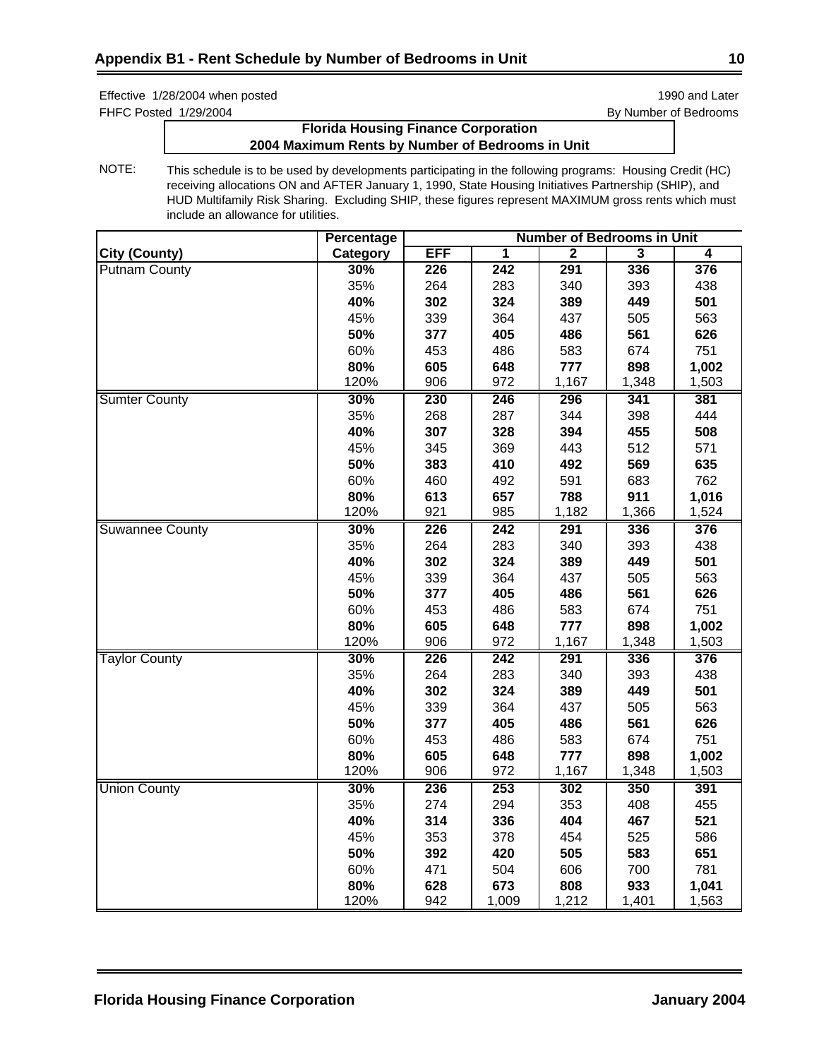## Appendix B1 - Rent Schedule by Number of Bedrooms in Unit

Effective 1/28/2004 when posted
FHFC Posted 1/29/2004

1990 and Later
By Number of Bedrooms

**Florida Housing Finance Corporation**
**2004 Maximum Rents by Number of Bedrooms in Unit**

NOTE: This schedule is to be used by developments participating in the following programs: Housing Credit (HC) receiving allocations ON and AFTER January 1, 1990, State Housing Initiatives Partnership (SHIP), and HUD Multifamily Risk Sharing. Excluding SHIP, these figures represent MAXIMUM gross rents which must include an allowance for utilities.

| | Percentage | Number of Bedrooms in Unit | | | | |
|---|---|---|---|---|---|---|
| **City (County)** | **Category** | **EFF** | **1** | **2** | **3** | **4** |
| Putnam County | **30%** | **226** | **242** | **291** | **336** | **376** |
| | 35% | 264 | 283 | 340 | 393 | 438 |
| | **40%** | **302** | **324** | **389** | **449** | **501** |
| | 45% | 339 | 364 | 437 | 505 | 563 |
| | **50%** | **377** | **405** | **486** | **561** | **626** |
| | 60% | 453 | 486 | 583 | 674 | 751 |
| | **80%** | **605** | **648** | **777** | **898** | **1,002** |
| | 120% | 906 | 972 | 1,167 | 1,348 | 1,503 |
| Sumter County | **30%** | **230** | **246** | **296** | **341** | **381** |
| | 35% | 268 | 287 | 344 | 398 | 444 |
| | **40%** | **307** | **328** | **394** | **455** | **508** |
| | 45% | 345 | 369 | 443 | 512 | 571 |
| | **50%** | **383** | **410** | **492** | **569** | **635** |
| | 60% | 460 | 492 | 591 | 683 | 762 |
| | **80%** | **613** | **657** | **788** | **911** | **1,016** |
| | 120% | 921 | 985 | 1,182 | 1,366 | 1,524 |
| Suwannee County | **30%** | **226** | **242** | **291** | **336** | **376** |
| | 35% | 264 | 283 | 340 | 393 | 438 |
| | **40%** | **302** | **324** | **389** | **449** | **501** |
| | 45% | 339 | 364 | 437 | 505 | 563 |
| | **50%** | **377** | **405** | **486** | **561** | **626** |
| | 60% | 453 | 486 | 583 | 674 | 751 |
| | **80%** | **605** | **648** | **777** | **898** | **1,002** |
| | 120% | 906 | 972 | 1,167 | 1,348 | 1,503 |
| Taylor County | **30%** | **226** | **242** | **291** | **336** | **376** |
| | 35% | 264 | 283 | 340 | 393 | 438 |
| | **40%** | **302** | **324** | **389** | **449** | **501** |
| | 45% | 339 | 364 | 437 | 505 | 563 |
| | **50%** | **377** | **405** | **486** | **561** | **626** |
| | 60% | 453 | 486 | 583 | 674 | 751 |
| | **80%** | **605** | **648** | **777** | **898** | **1,002** |
| | 120% | 906 | 972 | 1,167 | 1,348 | 1,503 |
| Union County | **30%** | **236** | **253** | **302** | **350** | **391** |
| | 35% | 274 | 294 | 353 | 408 | 455 |
| | **40%** | **314** | **336** | **404** | **467** | **521** |
| | 45% | 353 | 378 | 454 | 525 | 586 |
| | **50%** | **392** | **420** | **505** | **583** | **651** |
| | 60% | 471 | 504 | 606 | 700 | 781 |
| | **80%** | **628** | **673** | **808** | **933** | **1,041** |
| | 120% | 942 | 1,009 | 1,212 | 1,401 | 1,563 |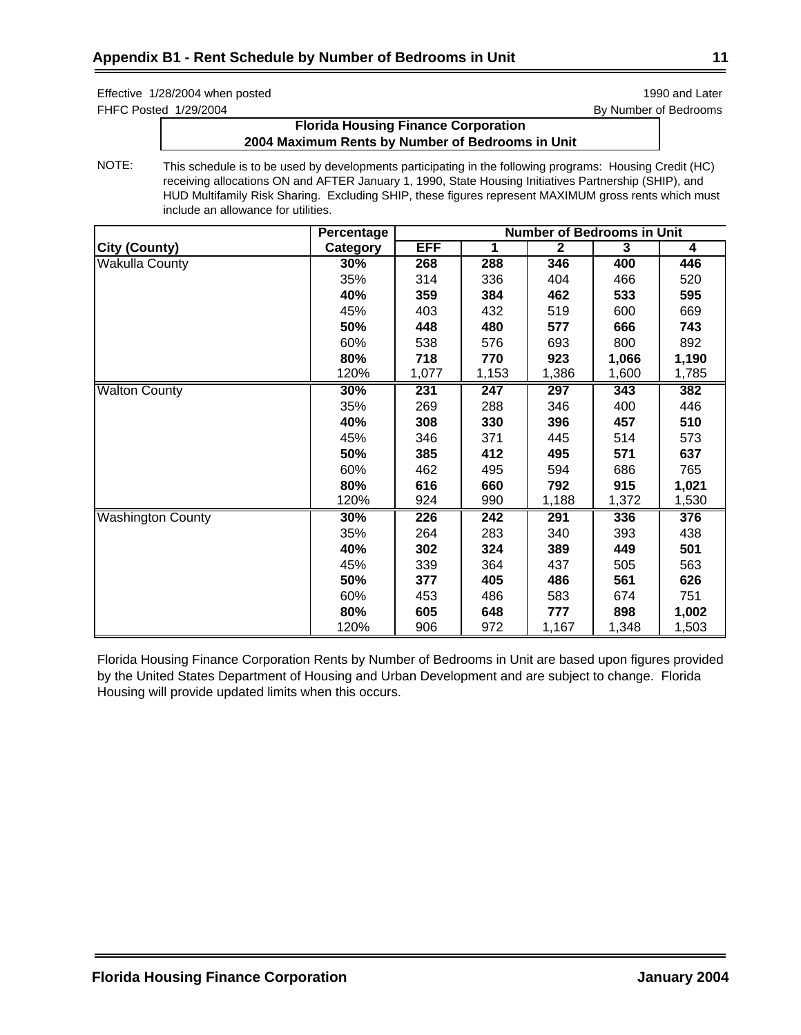Effective 1/28/2004 when posted
FHFC Posted 1/29/2004

1990 and Later
By Number of Bedrooms

**Florida Housing Finance Corporation**
**2004 Maximum Rents by Number of Bedrooms in Unit**

NOTE: This schedule is to be used by developments participating in the following programs: Housing Credit (HC) receiving allocations ON and AFTER January 1, 1990, State Housing Initiatives Partnership (SHIP), and HUD Multifamily Risk Sharing. Excluding SHIP, these figures represent MAXIMUM gross rents which must include an allowance for utilities.

| | Percentage | Number of Bedrooms in Unit | | | | |
|---|---|---|---|---|---|---|
| **City (County)** | **Category** | **EFF** | **1** | **2** | **3** | **4** |
| Wakulla County | **30%** | **268** | **288** | **346** | **400** | **446** |
| | 35% | 314 | 336 | 404 | 466 | 520 |
| | **40%** | **359** | **384** | **462** | **533** | **595** |
| | 45% | 403 | 432 | 519 | 600 | 669 |
| | **50%** | **448** | **480** | **577** | **666** | **743** |
| | 60% | 538 | 576 | 693 | 800 | 892 |
| | **80%** | **718** | **770** | **923** | **1,066** | **1,190** |
| | 120% | 1,077 | 1,153 | 1,386 | 1,600 | 1,785 |
| Walton County | **30%** | **231** | **247** | **297** | **343** | **382** |
| | 35% | 269 | 288 | 346 | 400 | 446 |
| | **40%** | **308** | **330** | **396** | **457** | **510** |
| | 45% | 346 | 371 | 445 | 514 | 573 |
| | **50%** | **385** | **412** | **495** | **571** | **637** |
| | 60% | 462 | 495 | 594 | 686 | 765 |
| | **80%** | **616** | **660** | **792** | **915** | **1,021** |
| | 120% | 924 | 990 | 1,188 | 1,372 | 1,530 |
| Washington County | **30%** | **226** | **242** | **291** | **336** | **376** |
| | 35% | 264 | 283 | 340 | 393 | 438 |
| | **40%** | **302** | **324** | **389** | **449** | **501** |
| | 45% | 339 | 364 | 437 | 505 | 563 |
| | **50%** | **377** | **405** | **486** | **561** | **626** |
| | 60% | 453 | 486 | 583 | 674 | 751 |
| | **80%** | **605** | **648** | **777** | **898** | **1,002** |
| | 120% | 906 | 972 | 1,167 | 1,348 | 1,503 |

Florida Housing Finance Corporation Rents by Number of Bedrooms in Unit are based upon figures provided by the United States Department of Housing and Urban Development and are subject to change. Florida Housing will provide updated limits when this occurs.